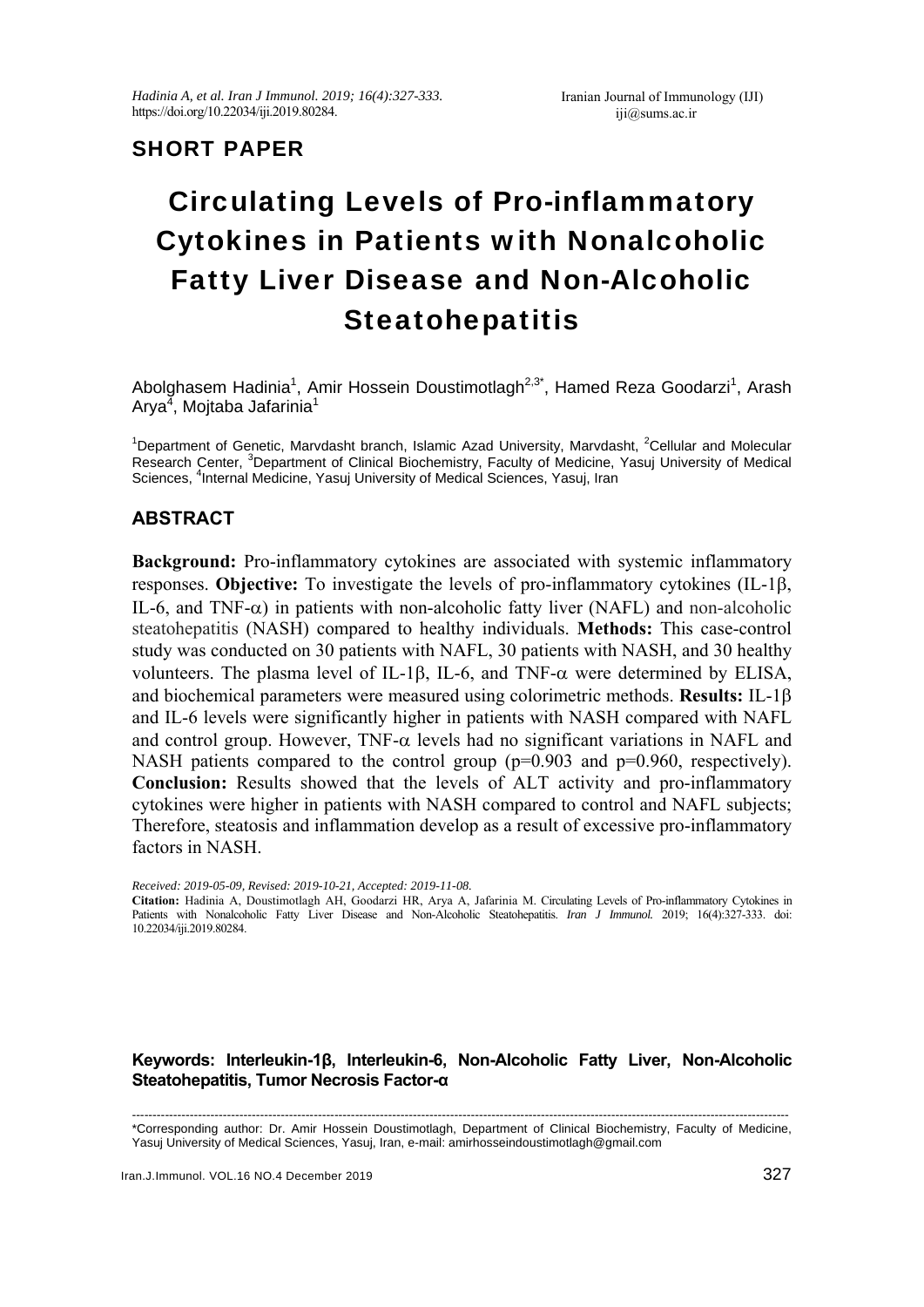SHORT PAPER

# Circulating Levels of Pro-inflammatory Cytokines in Patients with Nonalcoholic Fatty Liver Disease and Non-Alcoholic Steatohepatitis

Abolghasem Hadinia[1], Amir Hossein Doustimotlagh[2,3*], Hamed Reza Goodarzi[1], Arash Arya[4], Mojtaba Jafarinia[1]

[1]Department of Genetic, Marvdasht branch, Islamic Azad University, Marvdasht, [2]Cellular and Molecular Research Center, [3]Department of Clinical Biochemistry, Faculty of Medicine, Yasuj University of Medical Sciences, [4]Internal Medicine, Yasuj University of Medical Sciences, Yasuj, Iran

## ABSTRACT

**Background:** Pro-inflammatory cytokines are associated with systemic inflammatory responses. **Objective:** To investigate the levels of pro-inflammatory cytokines (IL-1β, IL-6, and TNF-α) in patients with non-alcoholic fatty liver (NAFL) and non-alcoholic steatohepatitis (NASH) compared to healthy individuals. **Methods:** This case-control study was conducted on 30 patients with NAFL, 30 patients with NASH, and 30 healthy volunteers. The plasma level of IL-1β, IL-6, and TNF-α were determined by ELISA, and biochemical parameters were measured using colorimetric methods. **Results:** IL-1β and IL-6 levels were significantly higher in patients with NASH compared with NAFL and control group. However, TNF-α levels had no significant variations in NAFL and NASH patients compared to the control group ($p=0.903$ and $p=0.960$, respectively). **Conclusion:** Results showed that the levels of ALT activity and pro-inflammatory cytokines were higher in patients with NASH compared to control and NAFL subjects; Therefore, steatosis and inflammation develop as a result of excessive pro-inflammatory factors in NASH.

*Received: 2019-05-09, Revised: 2019-10-21, Accepted: 2019-11-08.*

**Citation:** Hadinia A, Doustimotlagh AH, Goodarzi HR, Arya A, Jafarinia M. Circulating Levels of Pro-inflammatory Cytokines in Patients with Nonalcoholic Fatty Liver Disease and Non-Alcoholic Steatohepatitis. *Iran J Immunol.* 2019; 16(4):327-333. doi: 10.22034/iji.2019.80284.

**Keywords: Interleukin-1β, Interleukin-6, Non-Alcoholic Fatty Liver, Non-Alcoholic Steatohepatitis, Tumor Necrosis Factor-α**

---

*Corresponding author: Dr. Amir Hossein Doustimotlagh, Department of Clinical Biochemistry, Faculty of Medicine, Yasuj University of Medical Sciences, Yasuj, Iran, e-mail: amirhosseindoustimotlagh@gmail.com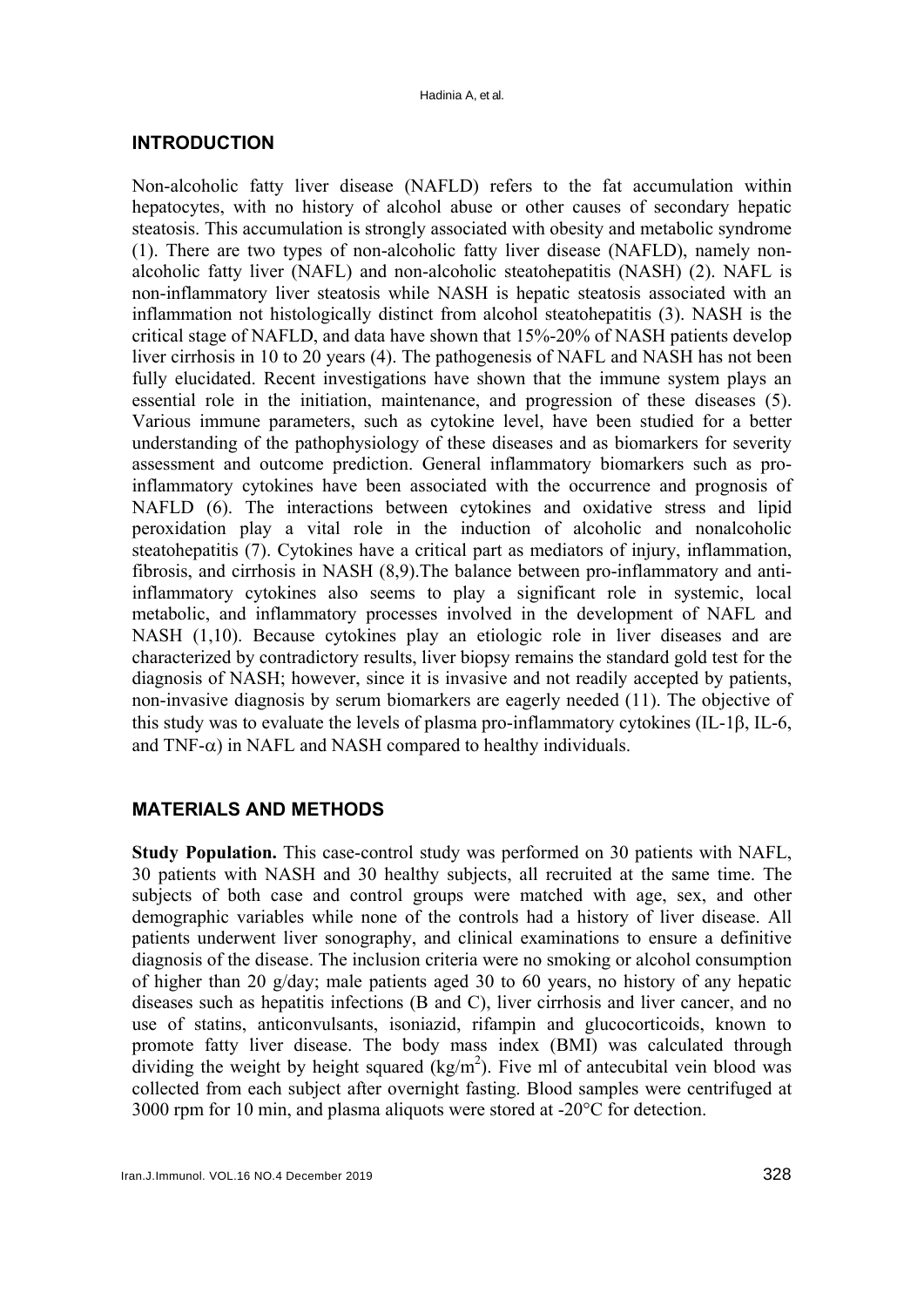## INTRODUCTION

Non-alcoholic fatty liver disease (NAFLD) refers to the fat accumulation within hepatocytes, with no history of alcohol abuse or other causes of secondary hepatic steatosis. This accumulation is strongly associated with obesity and metabolic syndrome (1). There are two types of non-alcoholic fatty liver disease (NAFLD), namely non-alcoholic fatty liver (NAFL) and non-alcoholic steatohepatitis (NASH) (2). NAFL is non-inflammatory liver steatosis while NASH is hepatic steatosis associated with an inflammation not histologically distinct from alcohol steatohepatitis (3). NASH is the critical stage of NAFLD, and data have shown that 15%-20% of NASH patients develop liver cirrhosis in 10 to 20 years (4). The pathogenesis of NAFL and NASH has not been fully elucidated. Recent investigations have shown that the immune system plays an essential role in the initiation, maintenance, and progression of these diseases (5). Various immune parameters, such as cytokine level, have been studied for a better understanding of the pathophysiology of these diseases and as biomarkers for severity assessment and outcome prediction. General inflammatory biomarkers such as pro-inflammatory cytokines have been associated with the occurrence and prognosis of NAFLD (6). The interactions between cytokines and oxidative stress and lipid peroxidation play a vital role in the induction of alcoholic and nonalcoholic steatohepatitis (7). Cytokines have a critical part as mediators of injury, inflammation, fibrosis, and cirrhosis in NASH (8,9).The balance between pro-inflammatory and anti-inflammatory cytokines also seems to play a significant role in systemic, local metabolic, and inflammatory processes involved in the development of NAFL and NASH (1,10). Because cytokines play an etiologic role in liver diseases and are characterized by contradictory results, liver biopsy remains the standard gold test for the diagnosis of NASH; however, since it is invasive and not readily accepted by patients, non-invasive diagnosis by serum biomarkers are eagerly needed (11). The objective of this study was to evaluate the levels of plasma pro-inflammatory cytokines (IL-1β, IL-6, and TNF-α) in NAFL and NASH compared to healthy individuals.

## MATERIALS AND METHODS

**Study Population.** This case-control study was performed on 30 patients with NAFL, 30 patients with NASH and 30 healthy subjects, all recruited at the same time. The subjects of both case and control groups were matched with age, sex, and other demographic variables while none of the controls had a history of liver disease. All patients underwent liver sonography, and clinical examinations to ensure a definitive diagnosis of the disease. The inclusion criteria were no smoking or alcohol consumption of higher than 20 g/day; male patients aged 30 to 60 years, no history of any hepatic diseases such as hepatitis infections (B and C), liver cirrhosis and liver cancer, and no use of statins, anticonvulsants, isoniazid, rifampin and glucocorticoids, known to promote fatty liver disease. The body mass index (BMI) was calculated through dividing the weight by height squared ($kg/m^2$). Five ml of antecubital vein blood was collected from each subject after overnight fasting. Blood samples were centrifuged at 3000 rpm for 10 min, and plasma aliquots were stored at -20°C for detection.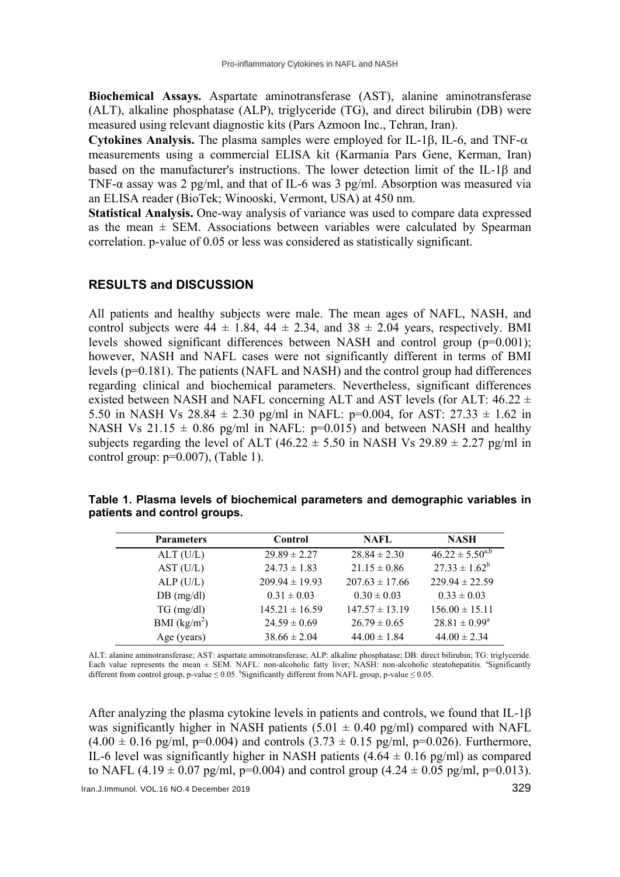**Biochemical Assays.** Aspartate aminotransferase (AST), alanine aminotransferase (ALT), alkaline phosphatase (ALP), triglyceride (TG), and direct bilirubin (DB) were measured using relevant diagnostic kits (Pars Azmoon Inc., Tehran, Iran).

**Cytokines Analysis.** The plasma samples were employed for IL-1β, IL-6, and TNF-α measurements using a commercial ELISA kit (Karmania Pars Gene, Kerman, Iran) based on the manufacturer's instructions. The lower detection limit of the IL-1β and TNF-α assay was 2 pg/ml, and that of IL-6 was 3 pg/ml. Absorption was measured via an ELISA reader (BioTek; Winooski, Vermont, USA) at 450 nm.

**Statistical Analysis.** One-way analysis of variance was used to compare data expressed as the mean ± SEM. Associations between variables were calculated by Spearman correlation. p-value of 0.05 or less was considered as statistically significant.

## RESULTS and DISCUSSION

All patients and healthy subjects were male. The mean ages of NAFL, NASH, and control subjects were 44 ± 1.84, 44 ± 2.34, and 38 ± 2.04 years, respectively. BMI levels showed significant differences between NASH and control group (p=0.001); however, NASH and NAFL cases were not significantly different in terms of BMI levels (p=0.181). The patients (NAFL and NASH) and the control group had differences regarding clinical and biochemical parameters. Nevertheless, significant differences existed between NASH and NAFL concerning ALT and AST levels (for ALT: 46.22 ± 5.50 in NASH Vs 28.84 ± 2.30 pg/ml in NAFL: p=0.004, for AST: 27.33 ± 1.62 in NASH Vs 21.15 ± 0.86 pg/ml in NAFL: p=0.015) and between NASH and healthy subjects regarding the level of ALT (46.22 ± 5.50 in NASH Vs 29.89 ± 2.27 pg/ml in control group: p=0.007), (Table 1).

**Table 1. Plasma levels of biochemical parameters and demographic variables in patients and control groups.**

| Parameters | Control | NAFL | NASH |
|---|---|---|---|
| ALT (U/L) | 29.89 ± 2.27 | 28.84 ± 2.30 | 46.22 ± 5.50[a,b] |
| AST (U/L) | 24.73 ± 1.83 | 21.15 ± 0.86 | 27.33 ± 1.62[b] |
| ALP (U/L) | 209.94 ± 19.93 | 207.63 ± 17.66 | 229.94 ± 22.59 |
| DB (mg/dl) | 0.31 ± 0.03 | 0.30 ± 0.03 | 0.33 ± 0.03 |
| TG (mg/dl) | 145.21 ± 16.59 | 147.57 ± 13.19 | 156.00 ± 15.11 |
| BMI (kg/m$^2$) | 24.59 ± 0.69 | 26.79 ± 0.65 | 28.81 ± 0.99[a] |
| Age (years) | 38.66 ± 2.04 | 44.00 ± 1.84 | 44.00 ± 2.34 |

ALT: alanine aminotransferase; AST: aspartate aminotransferase; ALP: alkaline phosphatase; DB: direct bilirubin; TG: triglyceride. Each value represents the mean ± SEM. NAFL: non-alcoholic fatty liver; NASH: non-alcoholic steatohepatitis. [a]Significantly different from control group, p-value ≤ 0.05. [b]Significantly different from NAFL group, p-value ≤ 0.05.

After analyzing the plasma cytokine levels in patients and controls, we found that IL-1β was significantly higher in NASH patients (5.01 ± 0.40 pg/ml) compared with NAFL (4.00 ± 0.16 pg/ml, p=0.004) and controls (3.73 ± 0.15 pg/ml, p=0.026). Furthermore, IL-6 level was significantly higher in NASH patients (4.64 ± 0.16 pg/ml) as compared to NAFL (4.19 ± 0.07 pg/ml, p=0.004) and control group (4.24 ± 0.05 pg/ml, p=0.013).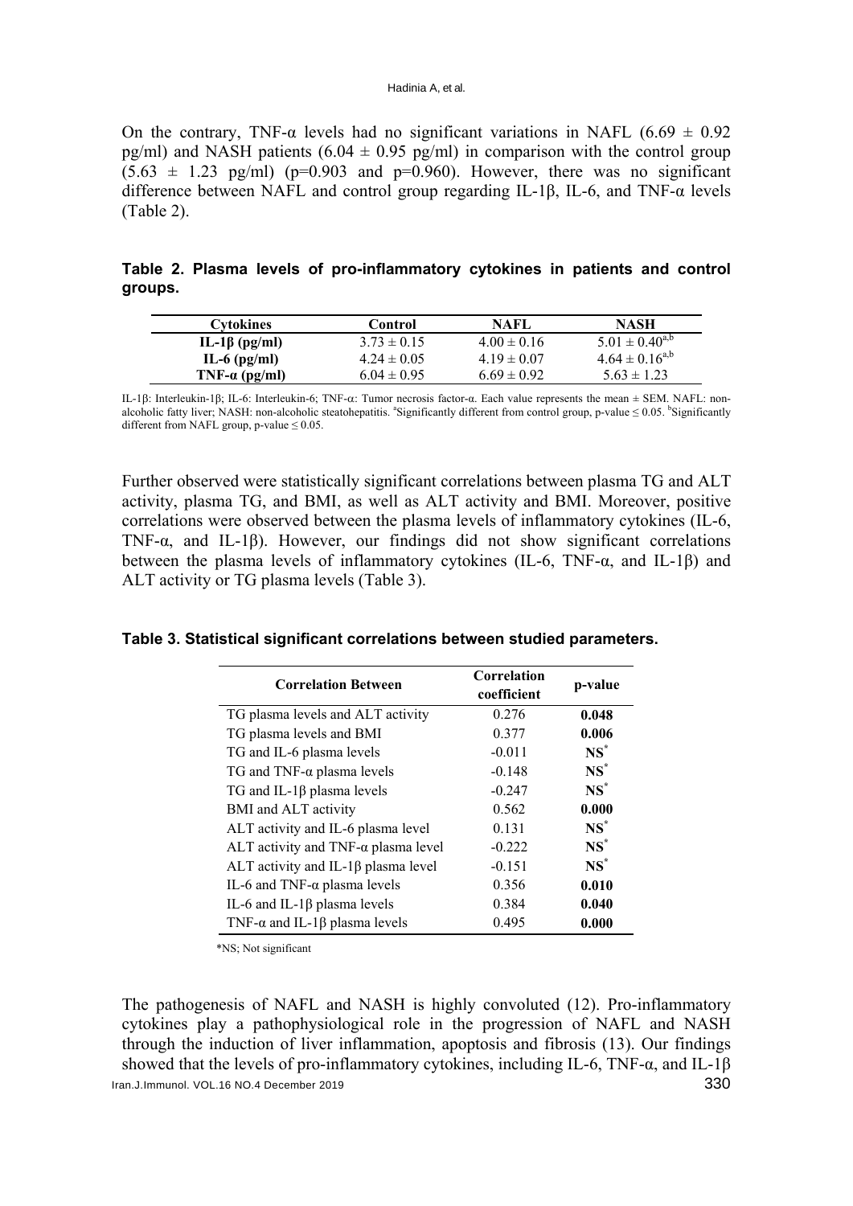On the contrary, TNF-α levels had no significant variations in NAFL (6.69 ± 0.92 pg/ml) and NASH patients (6.04 ± 0.95 pg/ml) in comparison with the control group (5.63 ± 1.23 pg/ml) (p=0.903 and p=0.960). However, there was no significant difference between NAFL and control group regarding IL-1β, IL-6, and TNF-α levels (Table 2).

**Table 2. Plasma levels of pro-inflammatory cytokines in patients and control groups.**

| Cytokines | Control | NAFL | NASH |
|---|---|---|---|
| **IL-1β (pg/ml)** | 3.73 ± 0.15 | 4.00 ± 0.16 | 5.01 ± 0.40[a,b] |
| **IL-6 (pg/ml)** | 4.24 ± 0.05 | 4.19 ± 0.07 | 4.64 ± 0.16[a,b] |
| **TNF-α (pg/ml)** | 6.04 ± 0.95 | 6.69 ± 0.92 | 5.63 ± 1.23 |

IL-1β: Interleukin-1β; IL-6: Interleukin-6; TNF-α: Tumor necrosis factor-α. Each value represents the mean ± SEM. NAFL: non-alcoholic fatty liver; NASH: non-alcoholic steatohepatitis. [a]Significantly different from control group, p-value ≤ 0.05. [b]Significantly different from NAFL group, p-value ≤ 0.05.

Further observed were statistically significant correlations between plasma TG and ALT activity, plasma TG, and BMI, as well as ALT activity and BMI. Moreover, positive correlations were observed between the plasma levels of inflammatory cytokines (IL-6, TNF-α, and IL-1β). However, our findings did not show significant correlations between the plasma levels of inflammatory cytokines (IL-6, TNF-α, and IL-1β) and ALT activity or TG plasma levels (Table 3).

**Table 3. Statistical significant correlations between studied parameters.**

| Correlation Between | Correlation coefficient | p-value |
|---|---|---|
| TG plasma levels and ALT activity | 0.276 | **0.048** |
| TG plasma levels and BMI | 0.377 | **0.006** |
| TG and IL-6 plasma levels | -0.011 | **NS*** |
| TG and TNF-α plasma levels | -0.148 | **NS*** |
| TG and IL-1β plasma levels | -0.247 | **NS*** |
| BMI and ALT activity | 0.562 | **0.000** |
| ALT activity and IL-6 plasma level | 0.131 | **NS*** |
| ALT activity and TNF-α plasma level | -0.222 | **NS*** |
| ALT activity and IL-1β plasma level | -0.151 | **NS*** |
| IL-6 and TNF-α plasma levels | 0.356 | **0.010** |
| IL-6 and IL-1β plasma levels | 0.384 | **0.040** |
| TNF-α and IL-1β plasma levels | 0.495 | **0.000** |

*NS; Not significant

The pathogenesis of NAFL and NASH is highly convoluted (12). Pro-inflammatory cytokines play a pathophysiological role in the progression of NAFL and NASH through the induction of liver inflammation, apoptosis and fibrosis (13). Our findings showed that the levels of pro-inflammatory cytokines, including IL-6, TNF-α, and IL-1β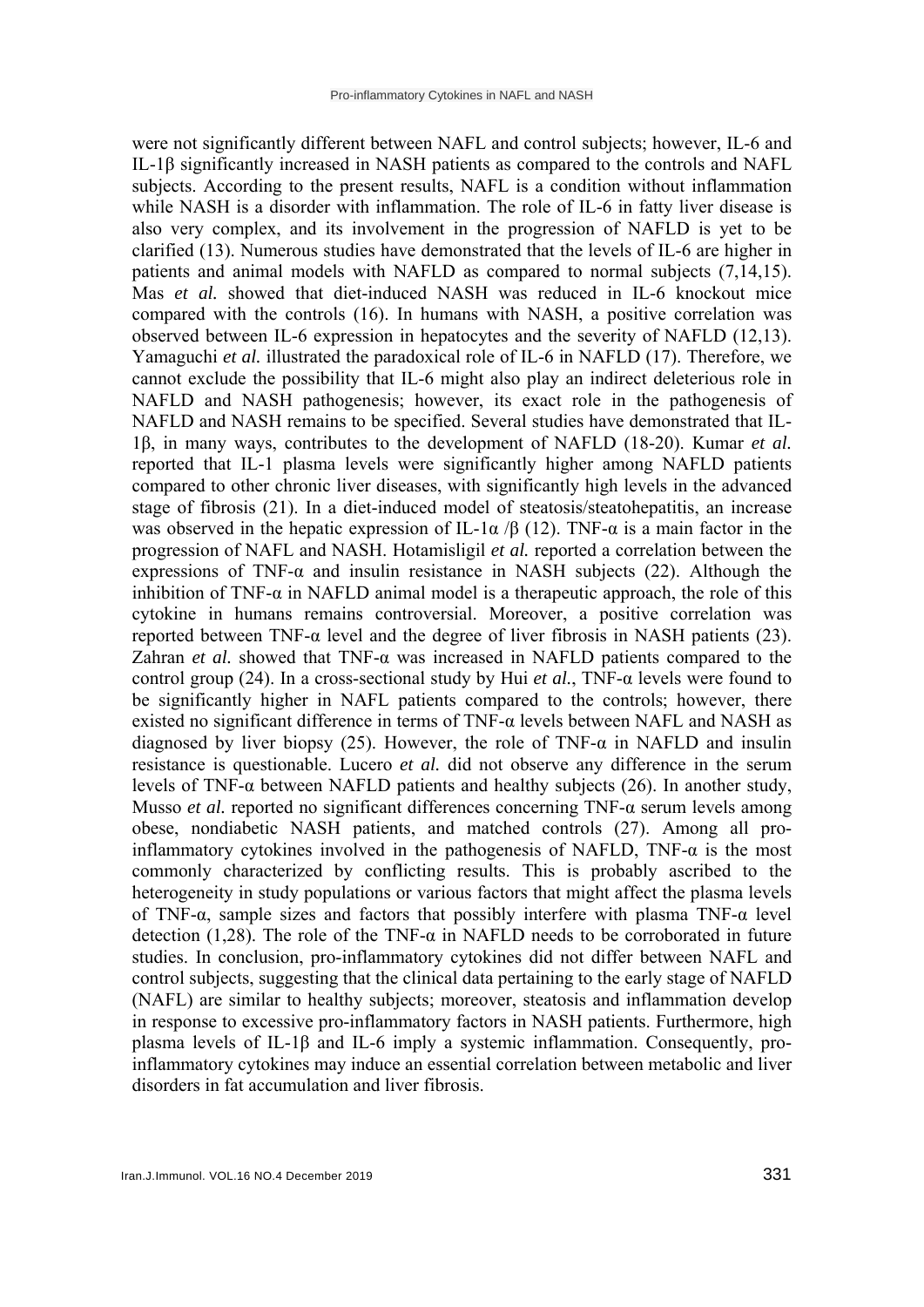were not significantly different between NAFL and control subjects; however, IL-6 and IL-1β significantly increased in NASH patients as compared to the controls and NAFL subjects. According to the present results, NAFL is a condition without inflammation while NASH is a disorder with inflammation. The role of IL-6 in fatty liver disease is also very complex, and its involvement in the progression of NAFLD is yet to be clarified (13). Numerous studies have demonstrated that the levels of IL-6 are higher in patients and animal models with NAFLD as compared to normal subjects (7,14,15). Mas *et al.* showed that diet-induced NASH was reduced in IL-6 knockout mice compared with the controls (16). In humans with NASH, a positive correlation was observed between IL-6 expression in hepatocytes and the severity of NAFLD (12,13). Yamaguchi *et al.* illustrated the paradoxical role of IL-6 in NAFLD (17). Therefore, we cannot exclude the possibility that IL-6 might also play an indirect deleterious role in NAFLD and NASH pathogenesis; however, its exact role in the pathogenesis of NAFLD and NASH remains to be specified. Several studies have demonstrated that IL-1β, in many ways, contributes to the development of NAFLD (18-20). Kumar *et al.* reported that IL-1 plasma levels were significantly higher among NAFLD patients compared to other chronic liver diseases, with significantly high levels in the advanced stage of fibrosis (21). In a diet-induced model of steatosis/steatohepatitis, an increase was observed in the hepatic expression of IL-1α /β (12). TNF-α is a main factor in the progression of NAFL and NASH. Hotamisligil *et al.* reported a correlation between the expressions of TNF-α and insulin resistance in NASH subjects (22). Although the inhibition of TNF-α in NAFLD animal model is a therapeutic approach, the role of this cytokine in humans remains controversial. Moreover, a positive correlation was reported between TNF-α level and the degree of liver fibrosis in NASH patients (23). Zahran *et al.* showed that TNF-α was increased in NAFLD patients compared to the control group (24). In a cross-sectional study by Hui *et al.*, TNF-α levels were found to be significantly higher in NAFL patients compared to the controls; however, there existed no significant difference in terms of TNF-α levels between NAFL and NASH as diagnosed by liver biopsy (25). However, the role of TNF-α in NAFLD and insulin resistance is questionable. Lucero *et al.* did not observe any difference in the serum levels of TNF-α between NAFLD patients and healthy subjects (26). In another study, Musso *et al.* reported no significant differences concerning TNF-α serum levels among obese, nondiabetic NASH patients, and matched controls (27). Among all pro-inflammatory cytokines involved in the pathogenesis of NAFLD, TNF-α is the most commonly characterized by conflicting results. This is probably ascribed to the heterogeneity in study populations or various factors that might affect the plasma levels of TNF-α, sample sizes and factors that possibly interfere with plasma TNF-α level detection (1,28). The role of the TNF-α in NAFLD needs to be corroborated in future studies. In conclusion, pro-inflammatory cytokines did not differ between NAFL and control subjects, suggesting that the clinical data pertaining to the early stage of NAFLD (NAFL) are similar to healthy subjects; moreover, steatosis and inflammation develop in response to excessive pro-inflammatory factors in NASH patients. Furthermore, high plasma levels of IL-1β and IL-6 imply a systemic inflammation. Consequently, pro-inflammatory cytokines may induce an essential correlation between metabolic and liver disorders in fat accumulation and liver fibrosis.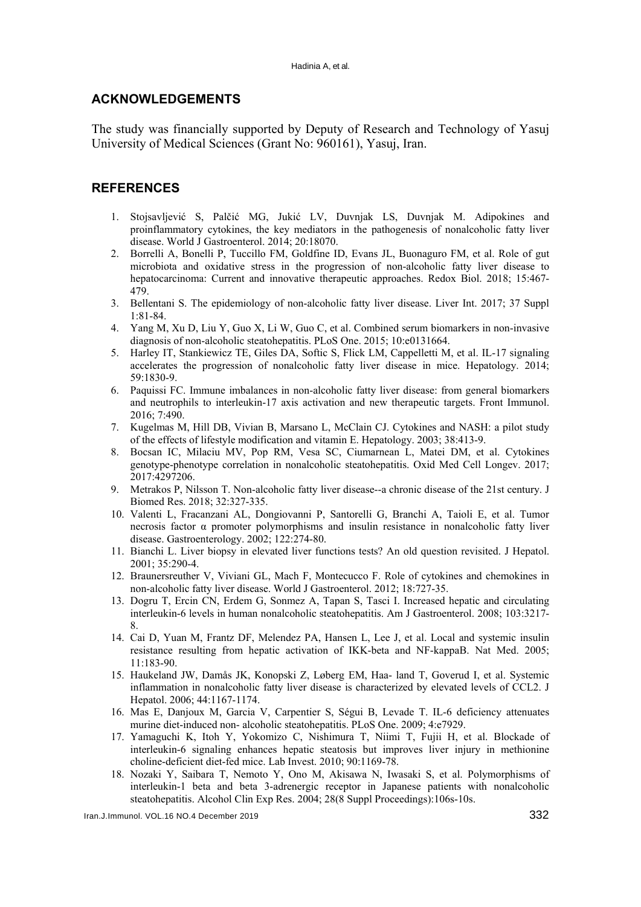## ACKNOWLEDGEMENTS

The study was financially supported by Deputy of Research and Technology of Yasuj University of Medical Sciences (Grant No: 960161), Yasuj, Iran.

## REFERENCES

1. Stojsavljević S, Palčić MG, Jukić LV, Duvnjak LS, Duvnjak M. Adipokines and proinflammatory cytokines, the key mediators in the pathogenesis of nonalcoholic fatty liver disease. World J Gastroenterol. 2014; 20:18070.
2. Borrelli A, Bonelli P, Tuccillo FM, Goldfine ID, Evans JL, Buonaguro FM, et al. Role of gut microbiota and oxidative stress in the progression of non-alcoholic fatty liver disease to hepatocarcinoma: Current and innovative therapeutic approaches. Redox Biol. 2018; 15:467-479.
3. Bellentani S. The epidemiology of non-alcoholic fatty liver disease. Liver Int. 2017; 37 Suppl 1:81-84.
4. Yang M, Xu D, Liu Y, Guo X, Li W, Guo C, et al. Combined serum biomarkers in non-invasive diagnosis of non-alcoholic steatohepatitis. PLoS One. 2015; 10:e0131664.
5. Harley IT, Stankiewicz TE, Giles DA, Softic S, Flick LM, Cappelletti M, et al. IL-17 signaling accelerates the progression of nonalcoholic fatty liver disease in mice. Hepatology. 2014; 59:1830-9.
6. Paquissi FC. Immune imbalances in non-alcoholic fatty liver disease: from general biomarkers and neutrophils to interleukin-17 axis activation and new therapeutic targets. Front Immunol. 2016; 7:490.
7. Kugelmas M, Hill DB, Vivian B, Marsano L, McClain CJ. Cytokines and NASH: a pilot study of the effects of lifestyle modification and vitamin E. Hepatology. 2003; 38:413-9.
8. Bocsan IC, Milaciu MV, Pop RM, Vesa SC, Ciumarnean L, Matei DM, et al. Cytokines genotype-phenotype correlation in nonalcoholic steatohepatitis. Oxid Med Cell Longev. 2017; 2017:4297206.
9. Metrakos P, Nilsson T. Non-alcoholic fatty liver disease--a chronic disease of the 21st century. J Biomed Res. 2018; 32:327-335.
10. Valenti L, Fracanzani AL, Dongiovanni P, Santorelli G, Branchi A, Taioli E, et al. Tumor necrosis factor α promoter polymorphisms and insulin resistance in nonalcoholic fatty liver disease. Gastroenterology. 2002; 122:274-80.
11. Bianchi L. Liver biopsy in elevated liver functions tests? An old question revisited. J Hepatol. 2001; 35:290-4.
12. Braunersreuther V, Viviani GL, Mach F, Montecucco F. Role of cytokines and chemokines in non-alcoholic fatty liver disease. World J Gastroenterol. 2012; 18:727-35.
13. Dogru T, Ercin CN, Erdem G, Sonmez A, Tapan S, Tasci I. Increased hepatic and circulating interleukin-6 levels in human nonalcoholic steatohepatitis. Am J Gastroenterol. 2008; 103:3217-8.
14. Cai D, Yuan M, Frantz DF, Melendez PA, Hansen L, Lee J, et al. Local and systemic insulin resistance resulting from hepatic activation of IKK-beta and NF-kappaB. Nat Med. 2005; 11:183-90.
15. Haukeland JW, Damås JK, Konopski Z, Løberg EM, Haa- land T, Goverud I, et al. Systemic inflammation in nonalcoholic fatty liver disease is characterized by elevated levels of CCL2. J Hepatol. 2006; 44:1167-1174.
16. Mas E, Danjoux M, Garcia V, Carpentier S, Ségui B, Levade T. IL-6 deficiency attenuates murine diet-induced non- alcoholic steatohepatitis. PLoS One. 2009; 4:e7929.
17. Yamaguchi K, Itoh Y, Yokomizo C, Nishimura T, Niimi T, Fujii H, et al. Blockade of interleukin-6 signaling enhances hepatic steatosis but improves liver injury in methionine choline-deficient diet-fed mice. Lab Invest. 2010; 90:1169-78.
18. Nozaki Y, Saibara T, Nemoto Y, Ono M, Akisawa N, Iwasaki S, et al. Polymorphisms of interleukin-1 beta and beta 3-adrenergic receptor in Japanese patients with nonalcoholic steatohepatitis. Alcohol Clin Exp Res. 2004; 28(8 Suppl Proceedings):106s-10s.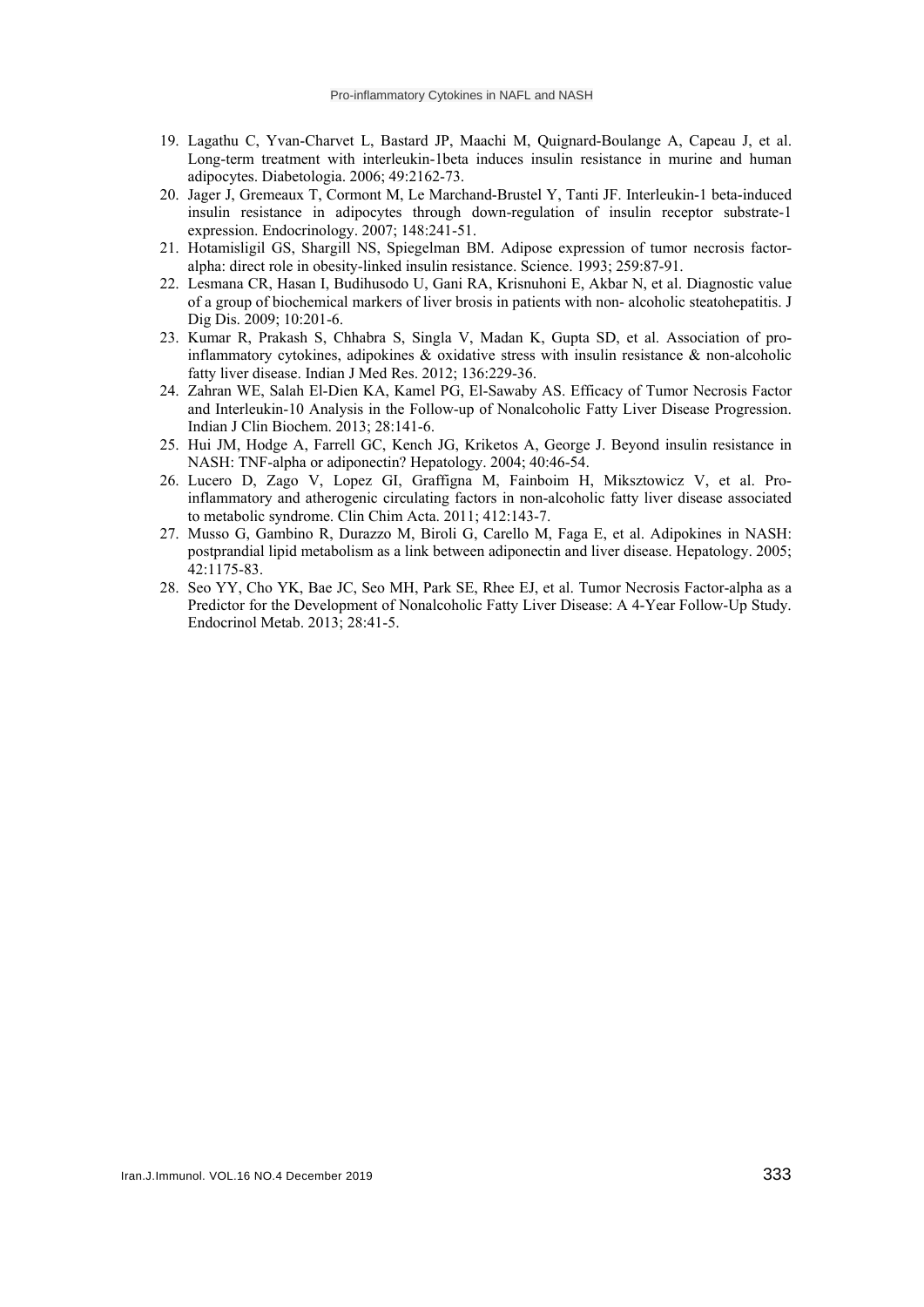19. Lagathu C, Yvan-Charvet L, Bastard JP, Maachi M, Quignard-Boulange A, Capeau J, et al. Long-term treatment with interleukin-1beta induces insulin resistance in murine and human adipocytes. Diabetologia. 2006; 49:2162-73.
20. Jager J, Gremeaux T, Cormont M, Le Marchand-Brustel Y, Tanti JF. Interleukin-1 beta-induced insulin resistance in adipocytes through down-regulation of insulin receptor substrate-1 expression. Endocrinology. 2007; 148:241-51.
21. Hotamisligil GS, Shargill NS, Spiegelman BM. Adipose expression of tumor necrosis factor-alpha: direct role in obesity-linked insulin resistance. Science. 1993; 259:87-91.
22. Lesmana CR, Hasan I, Budihusodo U, Gani RA, Krisnuhoni E, Akbar N, et al. Diagnostic value of a group of biochemical markers of liver brosis in patients with non- alcoholic steatohepatitis. J Dig Dis. 2009; 10:201-6.
23. Kumar R, Prakash S, Chhabra S, Singla V, Madan K, Gupta SD, et al. Association of pro-inflammatory cytokines, adipokines & oxidative stress with insulin resistance & non-alcoholic fatty liver disease. Indian J Med Res. 2012; 136:229-36.
24. Zahran WE, Salah El-Dien KA, Kamel PG, El-Sawaby AS. Efficacy of Tumor Necrosis Factor and Interleukin-10 Analysis in the Follow-up of Nonalcoholic Fatty Liver Disease Progression. Indian J Clin Biochem. 2013; 28:141-6.
25. Hui JM, Hodge A, Farrell GC, Kench JG, Kriketos A, George J. Beyond insulin resistance in NASH: TNF-alpha or adiponectin? Hepatology. 2004; 40:46-54.
26. Lucero D, Zago V, Lopez GI, Graffigna M, Fainboim H, Miksztowicz V, et al. Pro-inflammatory and atherogenic circulating factors in non-alcoholic fatty liver disease associated to metabolic syndrome. Clin Chim Acta. 2011; 412:143-7.
27. Musso G, Gambino R, Durazzo M, Biroli G, Carello M, Faga E, et al. Adipokines in NASH: postprandial lipid metabolism as a link between adiponectin and liver disease. Hepatology. 2005; 42:1175-83.
28. Seo YY, Cho YK, Bae JC, Seo MH, Park SE, Rhee EJ, et al. Tumor Necrosis Factor-alpha as a Predictor for the Development of Nonalcoholic Fatty Liver Disease: A 4-Year Follow-Up Study. Endocrinol Metab. 2013; 28:41-5.